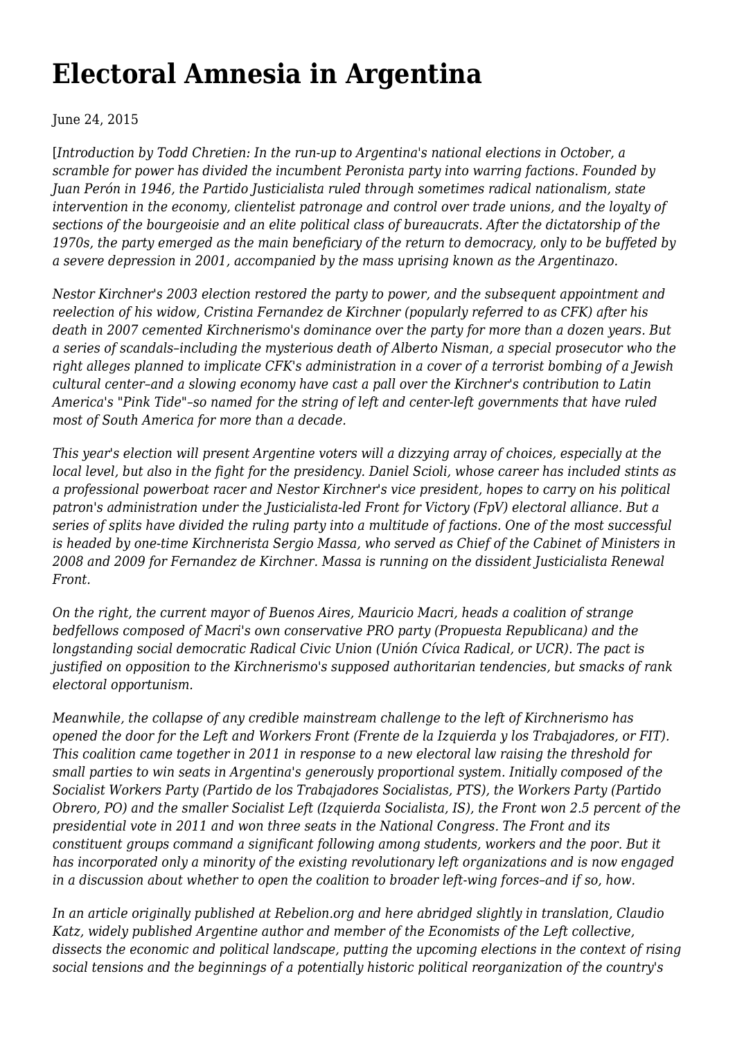# Electoral Amnesia in Argentina

June 24, 2015

[*Introduction by Todd Chretien: In the run-up to Argentina's national elections in October, a scramble for power has divided the incumbent Peronista party into warring factions. Founded by Juan Perón in 1946, the Partido Justicialista ruled through sometimes radical nationalism, state intervention in the economy, clientelist patronage and control over trade unions, and the loyalty of sections of the bourgeoisie and an elite political class of bureaucrats. After the dictatorship of the 1970s, the party emerged as the main beneficiary of the return to democracy, only to be buffeted by a severe depression in 2001, accompanied by the mass uprising known as the Argentinazo.*

*Nestor Kirchner's 2003 election restored the party to power, and the subsequent appointment and reelection of his widow, Cristina Fernandez de Kirchner (popularly referred to as CFK) after his death in 2007 cemented Kirchnerismo's dominance over the party for more than a dozen years. But a series of scandals–including the mysterious death of Alberto Nisman, a special prosecutor who the right alleges planned to implicate CFK's administration in a cover of a terrorist bombing of a Jewish cultural center–and a slowing economy have cast a pall over the Kirchner's contribution to Latin America's "Pink Tide"–so named for the string of left and center-left governments that have ruled most of South America for more than a decade.*

*This year's election will present Argentine voters will a dizzying array of choices, especially at the local level, but also in the fight for the presidency. Daniel Scioli, whose career has included stints as a professional powerboat racer and Nestor Kirchner's vice president, hopes to carry on his political patron's administration under the Justicialista-led Front for Victory (FpV) electoral alliance. But a series of splits have divided the ruling party into a multitude of factions. One of the most successful is headed by one-time Kirchnerista Sergio Massa, who served as Chief of the Cabinet of Ministers in 2008 and 2009 for Fernandez de Kirchner. Massa is running on the dissident Justicialista Renewal Front.*

*On the right, the current mayor of Buenos Aires, Mauricio Macri, heads a coalition of strange bedfellows composed of Macri's own conservative PRO party (Propuesta Republicana) and the longstanding social democratic Radical Civic Union (Unión Cívica Radical, or UCR). The pact is justified on opposition to the Kirchnerismo's supposed authoritarian tendencies, but smacks of rank electoral opportunism.*

*Meanwhile, the collapse of any credible mainstream challenge to the left of Kirchnerismo has opened the door for the Left and Workers Front (Frente de la Izquierda y los Trabajadores, or FIT). This coalition came together in 2011 in response to a new electoral law raising the threshold for small parties to win seats in Argentina's generously proportional system. Initially composed of the Socialist Workers Party (Partido de los Trabajadores Socialistas, PTS), the Workers Party (Partido Obrero, PO) and the smaller Socialist Left (Izquierda Socialista, IS), the Front won 2.5 percent of the presidential vote in 2011 and won three seats in the National Congress. The Front and its constituent groups command a significant following among students, workers and the poor. But it has incorporated only a minority of the existing revolutionary left organizations and is now engaged in a discussion about whether to open the coalition to broader left-wing forces–and if so, how.*

*In an article originally published at Rebelion.org and here abridged slightly in translation, Claudio Katz, widely published Argentine author and member of the Economists of the Left collective, dissects the economic and political landscape, putting the upcoming elections in the context of rising social tensions and the beginnings of a potentially historic political reorganization of the country's*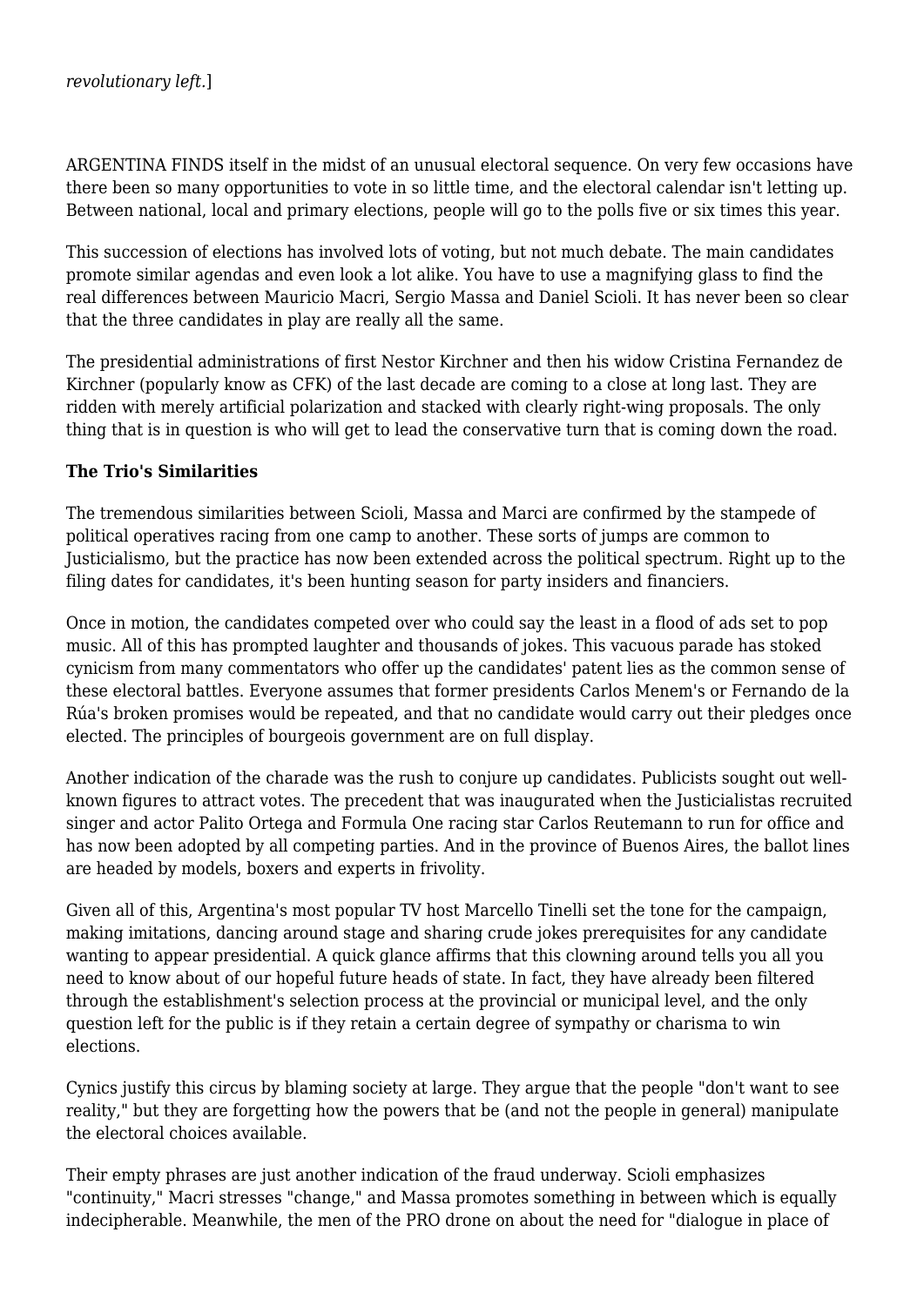*revolutionary left.*]

ARGENTINA FINDS itself in the midst of an unusual electoral sequence. On very few occasions have there been so many opportunities to vote in so little time, and the electoral calendar isn't letting up. Between national, local and primary elections, people will go to the polls five or six times this year.

This succession of elections has involved lots of voting, but not much debate. The main candidates promote similar agendas and even look a lot alike. You have to use a magnifying glass to find the real differences between Mauricio Macri, Sergio Massa and Daniel Scioli. It has never been so clear that the three candidates in play are really all the same.

The presidential administrations of first Nestor Kirchner and then his widow Cristina Fernandez de Kirchner (popularly know as CFK) of the last decade are coming to a close at long last. They are ridden with merely artificial polarization and stacked with clearly right-wing proposals. The only thing that is in question is who will get to lead the conservative turn that is coming down the road.

**The Trio's Similarities**

The tremendous similarities between Scioli, Massa and Marci are confirmed by the stampede of political operatives racing from one camp to another. These sorts of jumps are common to Justicialismo, but the practice has now been extended across the political spectrum. Right up to the filing dates for candidates, it's been hunting season for party insiders and financiers.

Once in motion, the candidates competed over who could say the least in a flood of ads set to pop music. All of this has prompted laughter and thousands of jokes. This vacuous parade has stoked cynicism from many commentators who offer up the candidates' patent lies as the common sense of these electoral battles. Everyone assumes that former presidents Carlos Menem's or Fernando de la Rúa's broken promises would be repeated, and that no candidate would carry out their pledges once elected. The principles of bourgeois government are on full display.

Another indication of the charade was the rush to conjure up candidates. Publicists sought out well-known figures to attract votes. The precedent that was inaugurated when the Justicialistas recruited singer and actor Palito Ortega and Formula One racing star Carlos Reutemann to run for office and has now been adopted by all competing parties. And in the province of Buenos Aires, the ballot lines are headed by models, boxers and experts in frivolity.

Given all of this, Argentina's most popular TV host Marcello Tinelli set the tone for the campaign, making imitations, dancing around stage and sharing crude jokes prerequisites for any candidate wanting to appear presidential. A quick glance affirms that this clowning around tells you all you need to know about of our hopeful future heads of state. In fact, they have already been filtered through the establishment's selection process at the provincial or municipal level, and the only question left for the public is if they retain a certain degree of sympathy or charisma to win elections.

Cynics justify this circus by blaming society at large. They argue that the people "don't want to see reality," but they are forgetting how the powers that be (and not the people in general) manipulate the electoral choices available.

Their empty phrases are just another indication of the fraud underway. Scioli emphasizes "continuity," Macri stresses "change," and Massa promotes something in between which is equally indecipherable. Meanwhile, the men of the PRO drone on about the need for "dialogue in place of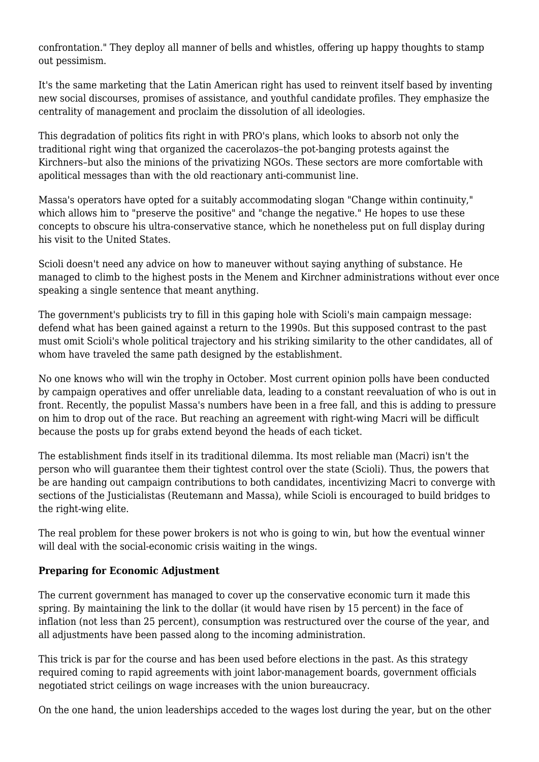confrontation." They deploy all manner of bells and whistles, offering up happy thoughts to stamp out pessimism.

It's the same marketing that the Latin American right has used to reinvent itself based by inventing new social discourses, promises of assistance, and youthful candidate profiles. They emphasize the centrality of management and proclaim the dissolution of all ideologies.

This degradation of politics fits right in with PRO's plans, which looks to absorb not only the traditional right wing that organized the cacerolazos–the pot-banging protests against the Kirchners–but also the minions of the privatizing NGOs. These sectors are more comfortable with apolitical messages than with the old reactionary anti-communist line.

Massa's operators have opted for a suitably accommodating slogan "Change within continuity," which allows him to "preserve the positive" and "change the negative." He hopes to use these concepts to obscure his ultra-conservative stance, which he nonetheless put on full display during his visit to the United States.

Scioli doesn't need any advice on how to maneuver without saying anything of substance. He managed to climb to the highest posts in the Menem and Kirchner administrations without ever once speaking a single sentence that meant anything.

The government's publicists try to fill in this gaping hole with Scioli's main campaign message: defend what has been gained against a return to the 1990s. But this supposed contrast to the past must omit Scioli's whole political trajectory and his striking similarity to the other candidates, all of whom have traveled the same path designed by the establishment.

No one knows who will win the trophy in October. Most current opinion polls have been conducted by campaign operatives and offer unreliable data, leading to a constant reevaluation of who is out in front. Recently, the populist Massa's numbers have been in a free fall, and this is adding to pressure on him to drop out of the race. But reaching an agreement with right-wing Macri will be difficult because the posts up for grabs extend beyond the heads of each ticket.

The establishment finds itself in its traditional dilemma. Its most reliable man (Macri) isn't the person who will guarantee them their tightest control over the state (Scioli). Thus, the powers that be are handing out campaign contributions to both candidates, incentivizing Macri to converge with sections of the Justicialistas (Reutemann and Massa), while Scioli is encouraged to build bridges to the right-wing elite.

The real problem for these power brokers is not who is going to win, but how the eventual winner will deal with the social-economic crisis waiting in the wings.

**Preparing for Economic Adjustment**

The current government has managed to cover up the conservative economic turn it made this spring. By maintaining the link to the dollar (it would have risen by 15 percent) in the face of inflation (not less than 25 percent), consumption was restructured over the course of the year, and all adjustments have been passed along to the incoming administration.

This trick is par for the course and has been used before elections in the past. As this strategy required coming to rapid agreements with joint labor-management boards, government officials negotiated strict ceilings on wage increases with the union bureaucracy.

On the one hand, the union leaderships acceded to the wages lost during the year, but on the other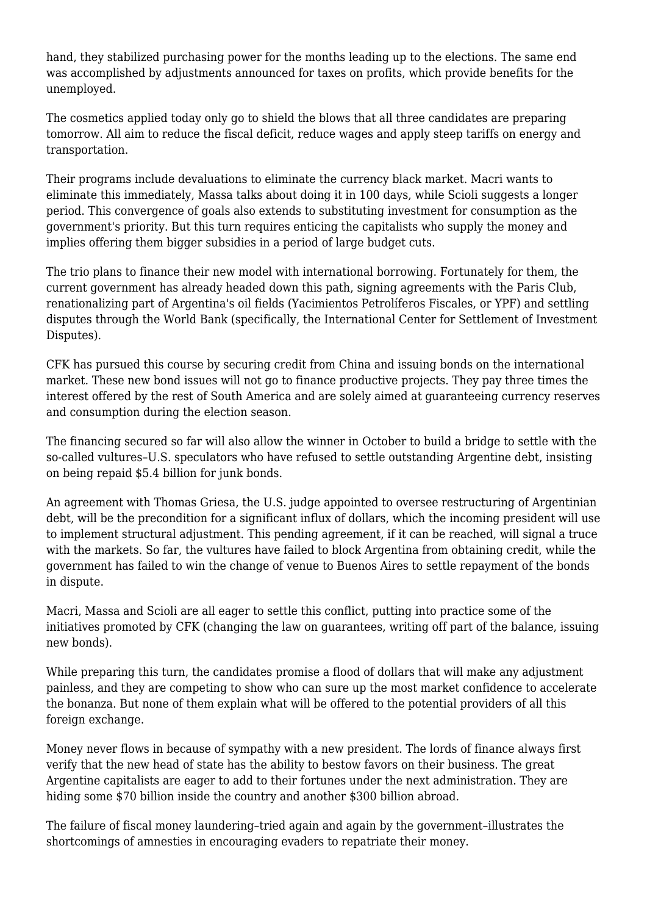hand, they stabilized purchasing power for the months leading up to the elections. The same end was accomplished by adjustments announced for taxes on profits, which provide benefits for the unemployed.

The cosmetics applied today only go to shield the blows that all three candidates are preparing tomorrow. All aim to reduce the fiscal deficit, reduce wages and apply steep tariffs on energy and transportation.

Their programs include devaluations to eliminate the currency black market. Macri wants to eliminate this immediately, Massa talks about doing it in 100 days, while Scioli suggests a longer period. This convergence of goals also extends to substituting investment for consumption as the government's priority. But this turn requires enticing the capitalists who supply the money and implies offering them bigger subsidies in a period of large budget cuts.

The trio plans to finance their new model with international borrowing. Fortunately for them, the current government has already headed down this path, signing agreements with the Paris Club, renationalizing part of Argentina's oil fields (Yacimientos Petrolíferos Fiscales, or YPF) and settling disputes through the World Bank (specifically, the International Center for Settlement of Investment Disputes).

CFK has pursued this course by securing credit from China and issuing bonds on the international market. These new bond issues will not go to finance productive projects. They pay three times the interest offered by the rest of South America and are solely aimed at guaranteeing currency reserves and consumption during the election season.

The financing secured so far will also allow the winner in October to build a bridge to settle with the so-called vultures–U.S. speculators who have refused to settle outstanding Argentine debt, insisting on being repaid $5.4 billion for junk bonds.

An agreement with Thomas Griesa, the U.S. judge appointed to oversee restructuring of Argentinian debt, will be the precondition for a significant influx of dollars, which the incoming president will use to implement structural adjustment. This pending agreement, if it can be reached, will signal a truce with the markets. So far, the vultures have failed to block Argentina from obtaining credit, while the government has failed to win the change of venue to Buenos Aires to settle repayment of the bonds in dispute.

Macri, Massa and Scioli are all eager to settle this conflict, putting into practice some of the initiatives promoted by CFK (changing the law on guarantees, writing off part of the balance, issuing new bonds).

While preparing this turn, the candidates promise a flood of dollars that will make any adjustment painless, and they are competing to show who can sure up the most market confidence to accelerate the bonanza. But none of them explain what will be offered to the potential providers of all this foreign exchange.

Money never flows in because of sympathy with a new president. The lords of finance always first verify that the new head of state has the ability to bestow favors on their business. The great Argentine capitalists are eager to add to their fortunes under the next administration. They are hiding some $70 billion inside the country and another $300 billion abroad.

The failure of fiscal money laundering–tried again and again by the government–illustrates the shortcomings of amnesties in encouraging evaders to repatriate their money.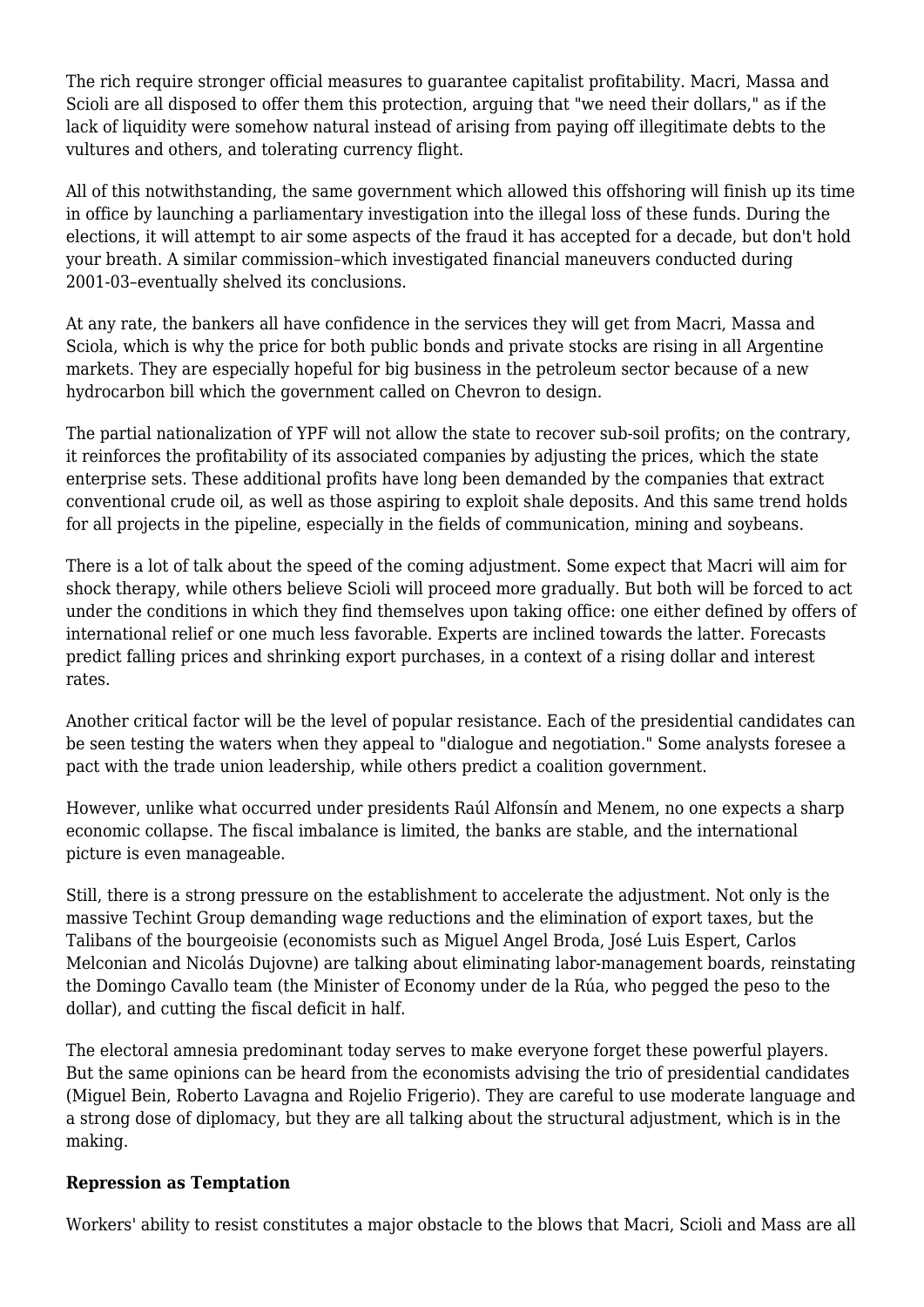The rich require stronger official measures to guarantee capitalist profitability. Macri, Massa and Scioli are all disposed to offer them this protection, arguing that "we need their dollars," as if the lack of liquidity were somehow natural instead of arising from paying off illegitimate debts to the vultures and others, and tolerating currency flight.

All of this notwithstanding, the same government which allowed this offshoring will finish up its time in office by launching a parliamentary investigation into the illegal loss of these funds. During the elections, it will attempt to air some aspects of the fraud it has accepted for a decade, but don't hold your breath. A similar commission–which investigated financial maneuvers conducted during 2001-03–eventually shelved its conclusions.

At any rate, the bankers all have confidence in the services they will get from Macri, Massa and Sciola, which is why the price for both public bonds and private stocks are rising in all Argentine markets. They are especially hopeful for big business in the petroleum sector because of a new hydrocarbon bill which the government called on Chevron to design.

The partial nationalization of YPF will not allow the state to recover sub-soil profits; on the contrary, it reinforces the profitability of its associated companies by adjusting the prices, which the state enterprise sets. These additional profits have long been demanded by the companies that extract conventional crude oil, as well as those aspiring to exploit shale deposits. And this same trend holds for all projects in the pipeline, especially in the fields of communication, mining and soybeans.

There is a lot of talk about the speed of the coming adjustment. Some expect that Macri will aim for shock therapy, while others believe Scioli will proceed more gradually. But both will be forced to act under the conditions in which they find themselves upon taking office: one either defined by offers of international relief or one much less favorable. Experts are inclined towards the latter. Forecasts predict falling prices and shrinking export purchases, in a context of a rising dollar and interest rates.

Another critical factor will be the level of popular resistance. Each of the presidential candidates can be seen testing the waters when they appeal to "dialogue and negotiation." Some analysts foresee a pact with the trade union leadership, while others predict a coalition government.

However, unlike what occurred under presidents Raúl Alfonsín and Menem, no one expects a sharp economic collapse. The fiscal imbalance is limited, the banks are stable, and the international picture is even manageable.

Still, there is a strong pressure on the establishment to accelerate the adjustment. Not only is the massive Techint Group demanding wage reductions and the elimination of export taxes, but the Talibans of the bourgeoisie (economists such as Miguel Angel Broda, José Luis Espert, Carlos Melconian and Nicolás Dujovne) are talking about eliminating labor-management boards, reinstating the Domingo Cavallo team (the Minister of Economy under de la Rúa, who pegged the peso to the dollar), and cutting the fiscal deficit in half.

The electoral amnesia predominant today serves to make everyone forget these powerful players. But the same opinions can be heard from the economists advising the trio of presidential candidates (Miguel Bein, Roberto Lavagna and Rojelio Frigerio). They are careful to use moderate language and a strong dose of diplomacy, but they are all talking about the structural adjustment, which is in the making.

## Repression as Temptation

Workers' ability to resist constitutes a major obstacle to the blows that Macri, Scioli and Mass are all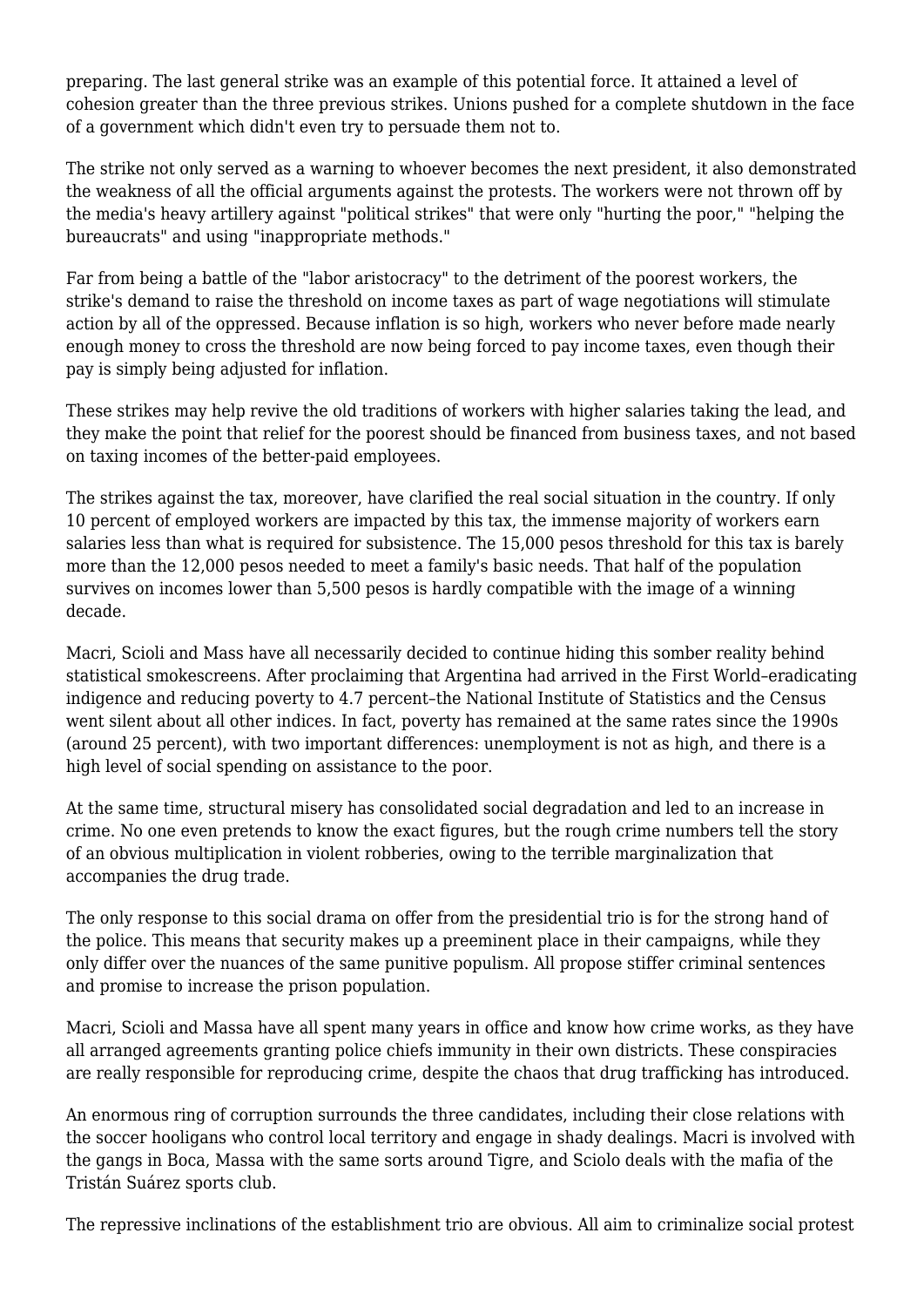preparing. The last general strike was an example of this potential force. It attained a level of cohesion greater than the three previous strikes. Unions pushed for a complete shutdown in the face of a government which didn't even try to persuade them not to.

The strike not only served as a warning to whoever becomes the next president, it also demonstrated the weakness of all the official arguments against the protests. The workers were not thrown off by the media's heavy artillery against "political strikes" that were only "hurting the poor," "helping the bureaucrats" and using "inappropriate methods."

Far from being a battle of the "labor aristocracy" to the detriment of the poorest workers, the strike's demand to raise the threshold on income taxes as part of wage negotiations will stimulate action by all of the oppressed. Because inflation is so high, workers who never before made nearly enough money to cross the threshold are now being forced to pay income taxes, even though their pay is simply being adjusted for inflation.

These strikes may help revive the old traditions of workers with higher salaries taking the lead, and they make the point that relief for the poorest should be financed from business taxes, and not based on taxing incomes of the better-paid employees.

The strikes against the tax, moreover, have clarified the real social situation in the country. If only 10 percent of employed workers are impacted by this tax, the immense majority of workers earn salaries less than what is required for subsistence. The 15,000 pesos threshold for this tax is barely more than the 12,000 pesos needed to meet a family's basic needs. That half of the population survives on incomes lower than 5,500 pesos is hardly compatible with the image of a winning decade.

Macri, Scioli and Mass have all necessarily decided to continue hiding this somber reality behind statistical smokescreens. After proclaiming that Argentina had arrived in the First World–eradicating indigence and reducing poverty to 4.7 percent–the National Institute of Statistics and the Census went silent about all other indices. In fact, poverty has remained at the same rates since the 1990s (around 25 percent), with two important differences: unemployment is not as high, and there is a high level of social spending on assistance to the poor.

At the same time, structural misery has consolidated social degradation and led to an increase in crime. No one even pretends to know the exact figures, but the rough crime numbers tell the story of an obvious multiplication in violent robberies, owing to the terrible marginalization that accompanies the drug trade.

The only response to this social drama on offer from the presidential trio is for the strong hand of the police. This means that security makes up a preeminent place in their campaigns, while they only differ over the nuances of the same punitive populism. All propose stiffer criminal sentences and promise to increase the prison population.

Macri, Scioli and Massa have all spent many years in office and know how crime works, as they have all arranged agreements granting police chiefs immunity in their own districts. These conspiracies are really responsible for reproducing crime, despite the chaos that drug trafficking has introduced.

An enormous ring of corruption surrounds the three candidates, including their close relations with the soccer hooligans who control local territory and engage in shady dealings. Macri is involved with the gangs in Boca, Massa with the same sorts around Tigre, and Sciolo deals with the mafia of the Tristán Suárez sports club.

The repressive inclinations of the establishment trio are obvious. All aim to criminalize social protest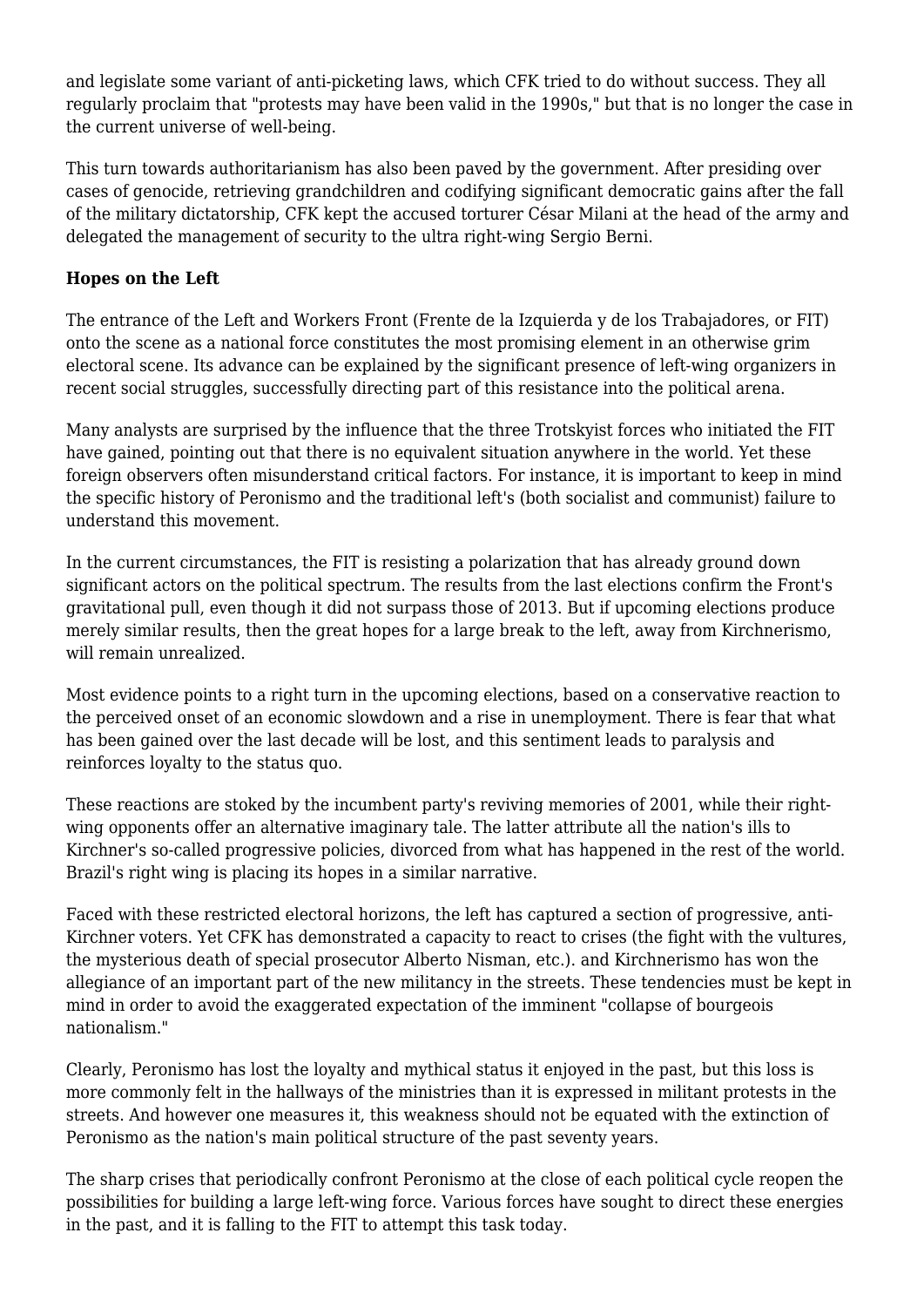and legislate some variant of anti-picketing laws, which CFK tried to do without success. They all regularly proclaim that "protests may have been valid in the 1990s," but that is no longer the case in the current universe of well-being.

This turn towards authoritarianism has also been paved by the government. After presiding over cases of genocide, retrieving grandchildren and codifying significant democratic gains after the fall of the military dictatorship, CFK kept the accused torturer César Milani at the head of the army and delegated the management of security to the ultra right-wing Sergio Berni.

**Hopes on the Left**

The entrance of the Left and Workers Front (Frente de la Izquierda y de los Trabajadores, or FIT) onto the scene as a national force constitutes the most promising element in an otherwise grim electoral scene. Its advance can be explained by the significant presence of left-wing organizers in recent social struggles, successfully directing part of this resistance into the political arena.

Many analysts are surprised by the influence that the three Trotskyist forces who initiated the FIT have gained, pointing out that there is no equivalent situation anywhere in the world. Yet these foreign observers often misunderstand critical factors. For instance, it is important to keep in mind the specific history of Peronismo and the traditional left's (both socialist and communist) failure to understand this movement.

In the current circumstances, the FIT is resisting a polarization that has already ground down significant actors on the political spectrum. The results from the last elections confirm the Front's gravitational pull, even though it did not surpass those of 2013. But if upcoming elections produce merely similar results, then the great hopes for a large break to the left, away from Kirchnerismo, will remain unrealized.

Most evidence points to a right turn in the upcoming elections, based on a conservative reaction to the perceived onset of an economic slowdown and a rise in unemployment. There is fear that what has been gained over the last decade will be lost, and this sentiment leads to paralysis and reinforces loyalty to the status quo.

These reactions are stoked by the incumbent party's reviving memories of 2001, while their right-wing opponents offer an alternative imaginary tale. The latter attribute all the nation's ills to Kirchner's so-called progressive policies, divorced from what has happened in the rest of the world. Brazil's right wing is placing its hopes in a similar narrative.

Faced with these restricted electoral horizons, the left has captured a section of progressive, anti-Kirchner voters. Yet CFK has demonstrated a capacity to react to crises (the fight with the vultures, the mysterious death of special prosecutor Alberto Nisman, etc.). and Kirchnerismo has won the allegiance of an important part of the new militancy in the streets. These tendencies must be kept in mind in order to avoid the exaggerated expectation of the imminent "collapse of bourgeois nationalism."

Clearly, Peronismo has lost the loyalty and mythical status it enjoyed in the past, but this loss is more commonly felt in the hallways of the ministries than it is expressed in militant protests in the streets. And however one measures it, this weakness should not be equated with the extinction of Peronismo as the nation's main political structure of the past seventy years.

The sharp crises that periodically confront Peronismo at the close of each political cycle reopen the possibilities for building a large left-wing force. Various forces have sought to direct these energies in the past, and it is falling to the FIT to attempt this task today.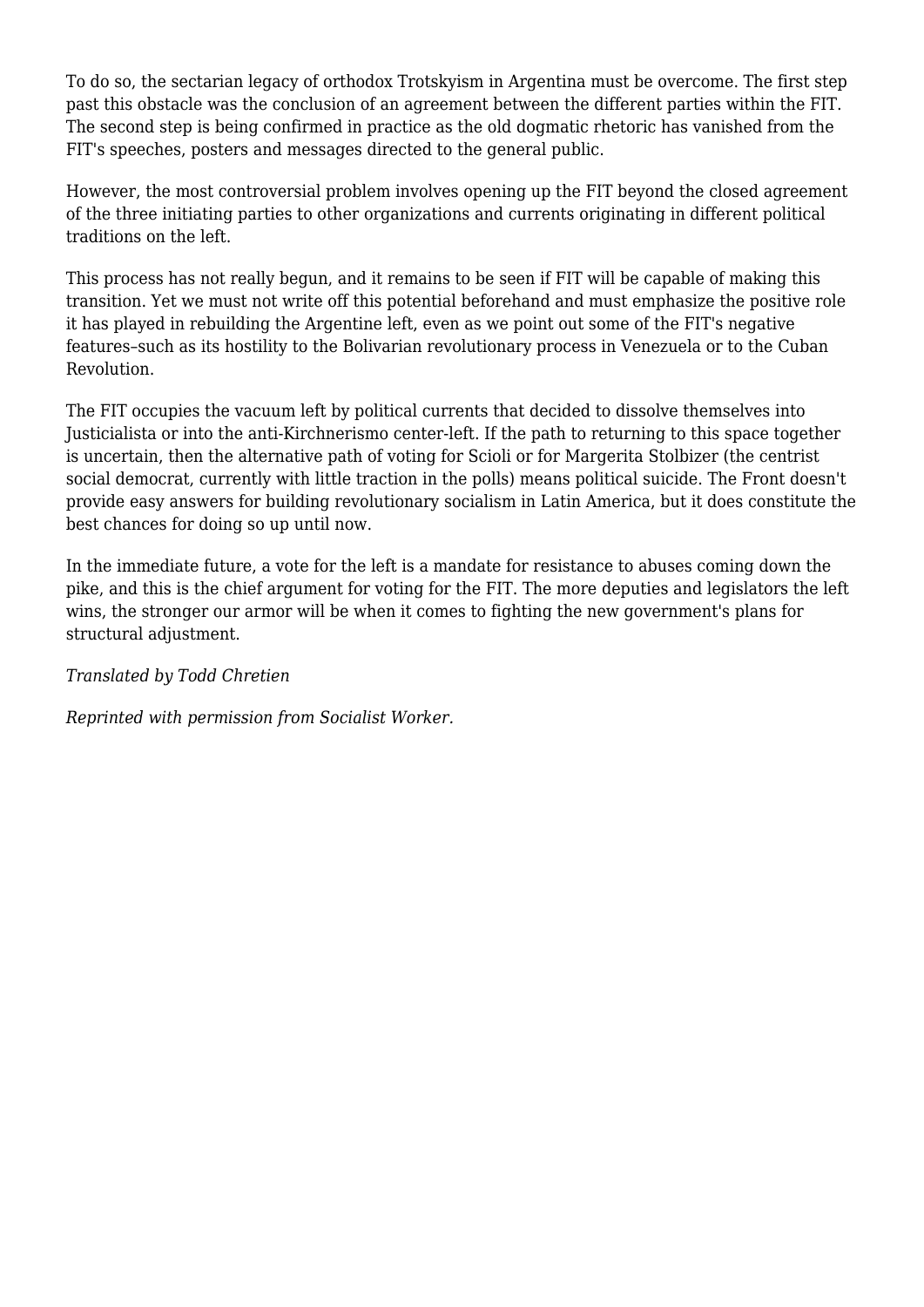To do so, the sectarian legacy of orthodox Trotskyism in Argentina must be overcome. The first step past this obstacle was the conclusion of an agreement between the different parties within the FIT. The second step is being confirmed in practice as the old dogmatic rhetoric has vanished from the FIT's speeches, posters and messages directed to the general public.

However, the most controversial problem involves opening up the FIT beyond the closed agreement of the three initiating parties to other organizations and currents originating in different political traditions on the left.

This process has not really begun, and it remains to be seen if FIT will be capable of making this transition. Yet we must not write off this potential beforehand and must emphasize the positive role it has played in rebuilding the Argentine left, even as we point out some of the FIT's negative features–such as its hostility to the Bolivarian revolutionary process in Venezuela or to the Cuban Revolution.

The FIT occupies the vacuum left by political currents that decided to dissolve themselves into Justicialista or into the anti-Kirchnerismo center-left. If the path to returning to this space together is uncertain, then the alternative path of voting for Scioli or for Margerita Stolbizer (the centrist social democrat, currently with little traction in the polls) means political suicide. The Front doesn't provide easy answers for building revolutionary socialism in Latin America, but it does constitute the best chances for doing so up until now.

In the immediate future, a vote for the left is a mandate for resistance to abuses coming down the pike, and this is the chief argument for voting for the FIT. The more deputies and legislators the left wins, the stronger our armor will be when it comes to fighting the new government's plans for structural adjustment.

*Translated by Todd Chretien*

*Reprinted with permission from Socialist Worker.*